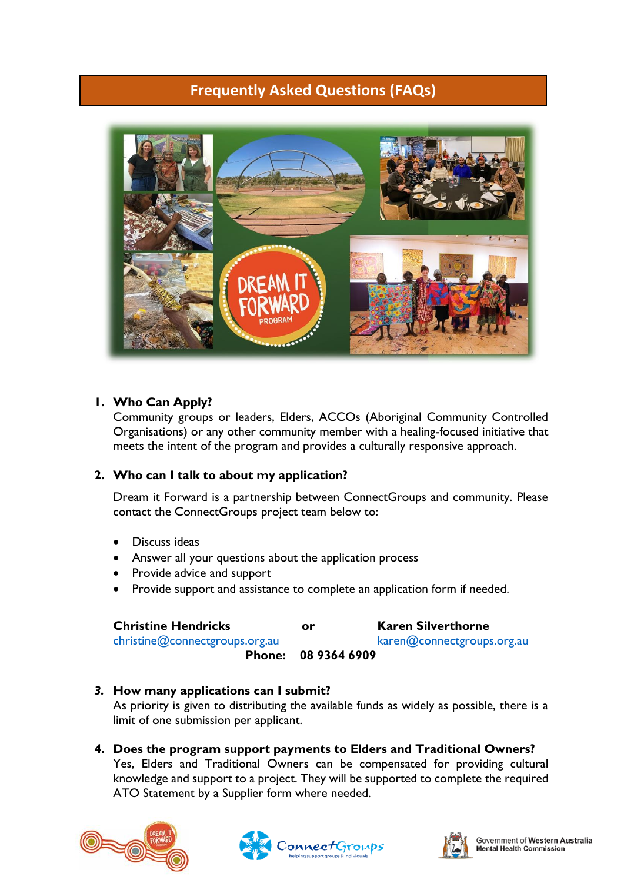# Frequently Asked Questions (FAQs)

1. **Who Can Apply?**
   Community groups or leaders, Elders, ACCOs (Aboriginal Community Controlled Organisations) or any other community member with a healing-focused initiative that meets the intent of the program and provides a culturally responsive approach.

2. **Who can I talk to about my application?**

   Dream it Forward is a partnership between ConnectGroups and community. Please contact the ConnectGroups project team below to:

   - Discuss ideas
   - Answer all your questions about the application process
   - Provide advice and support
   - Provide support and assistance to complete an application form if needed.

   **Christine Hendricks** **or** **Karen Silverthorne**
   christine@connectgroups.org.au karen@connectgroups.org.au
   **Phone: 08 9364 6909**

3. ***How many applications can I submit?***
   As priority is given to distributing the available funds as widely as possible, there is a limit of one submission per applicant.

4. **Does the program support payments to Elders and Traditional Owners?**
   Yes, Elders and Traditional Owners can be compensated for providing cultural knowledge and support to a project. They will be supported to complete the required ATO Statement by a Supplier form where needed.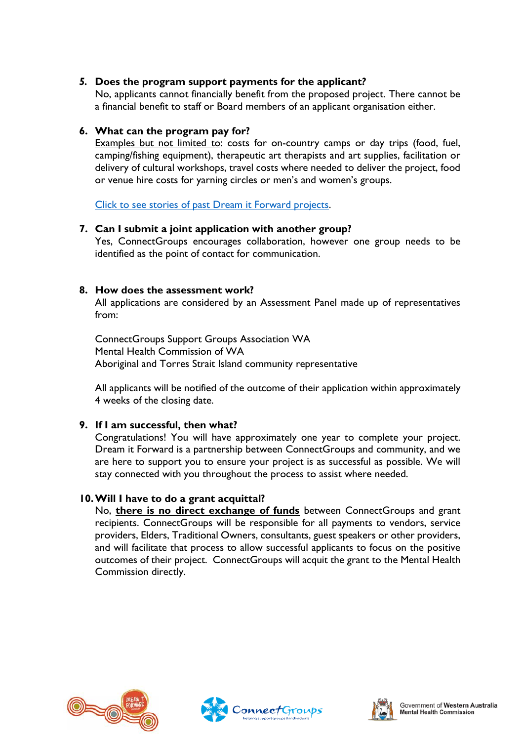5. **Does the program support payments for the applicant?**
   No, applicants cannot financially benefit from the proposed project. There cannot be a financial benefit to staff or Board members of an applicant organisation either.

6. **What can the program pay for?**
   Examples but not limited to: costs for on-country camps or day trips (food, fuel, camping/fishing equipment), therapeutic art therapists and art supplies, facilitation or delivery of cultural workshops, travel costs where needed to deliver the project, food or venue hire costs for yarning circles or men's and women's groups.

   Click to see stories of past Dream it Forward projects.

7. **Can I submit a joint application with another group?**
   Yes, ConnectGroups encourages collaboration, however one group needs to be identified as the point of contact for communication.

8. **How does the assessment work?**
   All applications are considered by an Assessment Panel made up of representatives from:

   ConnectGroups Support Groups Association WA
   Mental Health Commission of WA
   Aboriginal and Torres Strait Island community representative

   All applicants will be notified of the outcome of their application within approximately 4 weeks of the closing date.

9. **If I am successful, then what?**
   Congratulations! You will have approximately one year to complete your project. Dream it Forward is a partnership between ConnectGroups and community, and we are here to support you to ensure your project is as successful as possible. We will stay connected with you throughout the process to assist where needed.

10. **Will I have to do a grant acquittal?**
    No, **there is no direct exchange of funds** between ConnectGroups and grant recipients. ConnectGroups will be responsible for all payments to vendors, service providers, Elders, Traditional Owners, consultants, guest speakers or other providers, and will facilitate that process to allow successful applicants to focus on the positive outcomes of their project. ConnectGroups will acquit the grant to the Mental Health Commission directly.